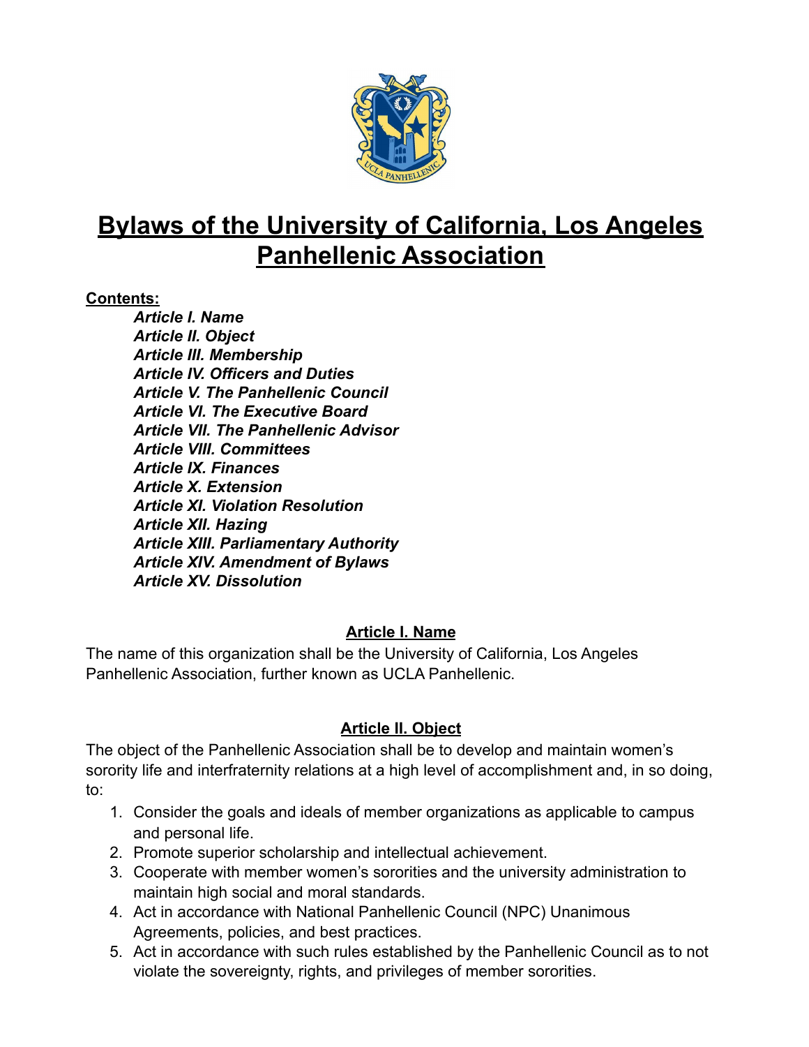# Bylaws of the University of California, Los Angeles Panhellenic Association

**Contents:**

*Article I. Name*
*Article II. Object*
*Article III. Membership*
*Article IV. Officers and Duties*
*Article V. The Panhellenic Council*
*Article VI. The Executive Board*
*Article VII. The Panhellenic Advisor*
*Article VIII. Committees*
*Article IX. Finances*
*Article X. Extension*
*Article XI. Violation Resolution*
*Article XII. Hazing*
*Article XIII. Parliamentary Authority*
*Article XIV. Amendment of Bylaws*
*Article XV. Dissolution*

## Article I. Name

The name of this organization shall be the University of California, Los Angeles Panhellenic Association, further known as UCLA Panhellenic.

## Article II. Object

The object of the Panhellenic Association shall be to develop and maintain women's sorority life and interfraternity relations at a high level of accomplishment and, in so doing, to:

1. Consider the goals and ideals of member organizations as applicable to campus and personal life.
2. Promote superior scholarship and intellectual achievement.
3. Cooperate with member women's sororities and the university administration to maintain high social and moral standards.
4. Act in accordance with National Panhellenic Council (NPC) Unanimous Agreements, policies, and best practices.
5. Act in accordance with such rules established by the Panhellenic Council as to not violate the sovereignty, rights, and privileges of member sororities.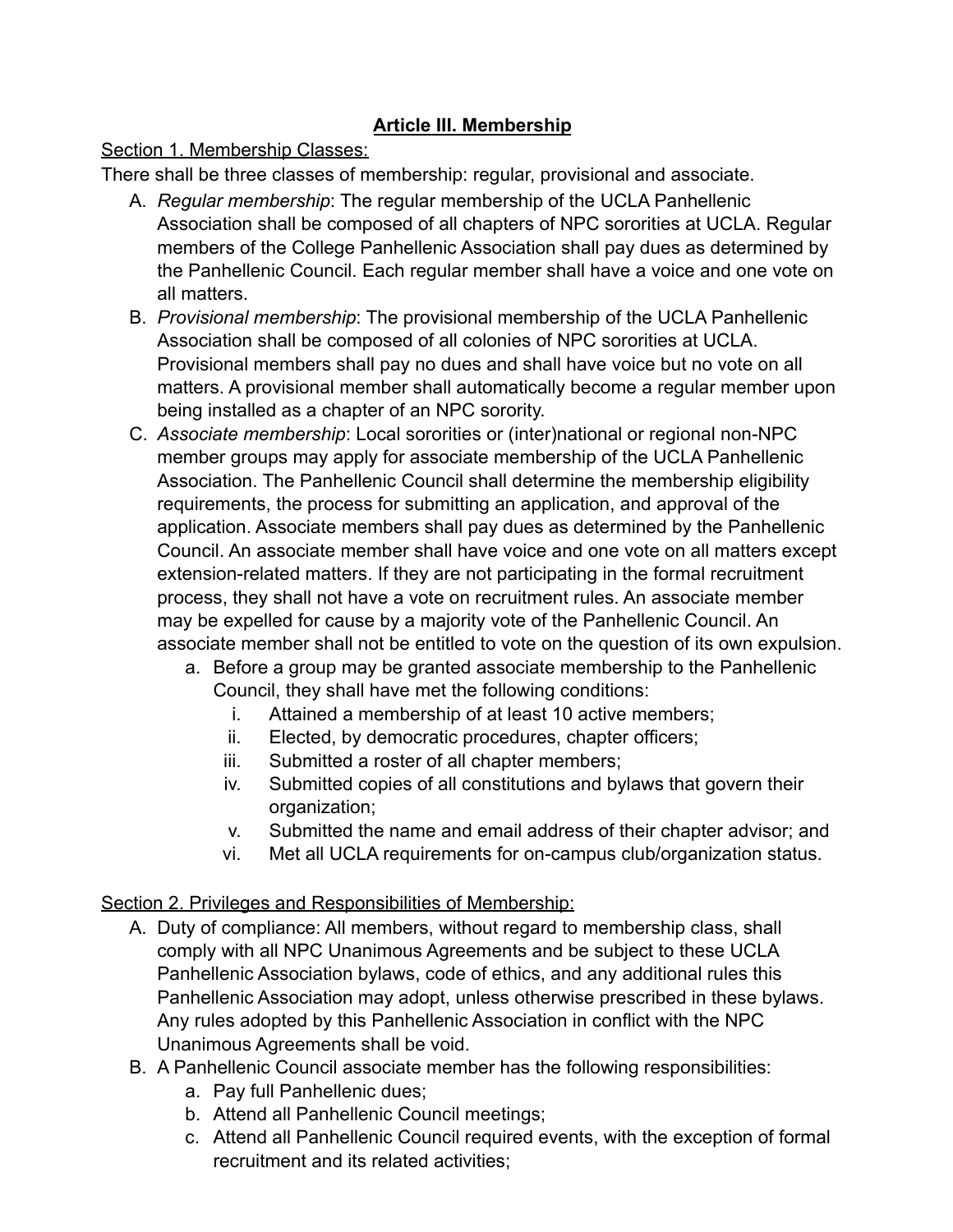## Article III. Membership

Section 1. Membership Classes:

There shall be three classes of membership: regular, provisional and associate.

A. *Regular membership*: The regular membership of the UCLA Panhellenic Association shall be composed of all chapters of NPC sororities at UCLA. Regular members of the College Panhellenic Association shall pay dues as determined by the Panhellenic Council. Each regular member shall have a voice and one vote on all matters.
B. *Provisional membership*: The provisional membership of the UCLA Panhellenic Association shall be composed of all colonies of NPC sororities at UCLA. Provisional members shall pay no dues and shall have voice but no vote on all matters. A provisional member shall automatically become a regular member upon being installed as a chapter of an NPC sorority.
C. *Associate membership*: Local sororities or (inter)national or regional non-NPC member groups may apply for associate membership of the UCLA Panhellenic Association. The Panhellenic Council shall determine the membership eligibility requirements, the process for submitting an application, and approval of the application. Associate members shall pay dues as determined by the Panhellenic Council. An associate member shall have voice and one vote on all matters except extension-related matters. If they are not participating in the formal recruitment process, they shall not have a vote on recruitment rules. An associate member may be expelled for cause by a majority vote of the Panhellenic Council. An associate member shall not be entitled to vote on the question of its own expulsion.
    a. Before a group may be granted associate membership to the Panhellenic Council, they shall have met the following conditions:
        i. Attained a membership of at least 10 active members;
        ii. Elected, by democratic procedures, chapter officers;
        iii. Submitted a roster of all chapter members;
        iv. Submitted copies of all constitutions and bylaws that govern their organization;
        v. Submitted the name and email address of their chapter advisor; and
        vi. Met all UCLA requirements for on-campus club/organization status.

Section 2. Privileges and Responsibilities of Membership:

A. Duty of compliance: All members, without regard to membership class, shall comply with all NPC Unanimous Agreements and be subject to these UCLA Panhellenic Association bylaws, code of ethics, and any additional rules this Panhellenic Association may adopt, unless otherwise prescribed in these bylaws. Any rules adopted by this Panhellenic Association in conflict with the NPC Unanimous Agreements shall be void.
B. A Panhellenic Council associate member has the following responsibilities:
    a. Pay full Panhellenic dues;
    b. Attend all Panhellenic Council meetings;
    c. Attend all Panhellenic Council required events, with the exception of formal recruitment and its related activities;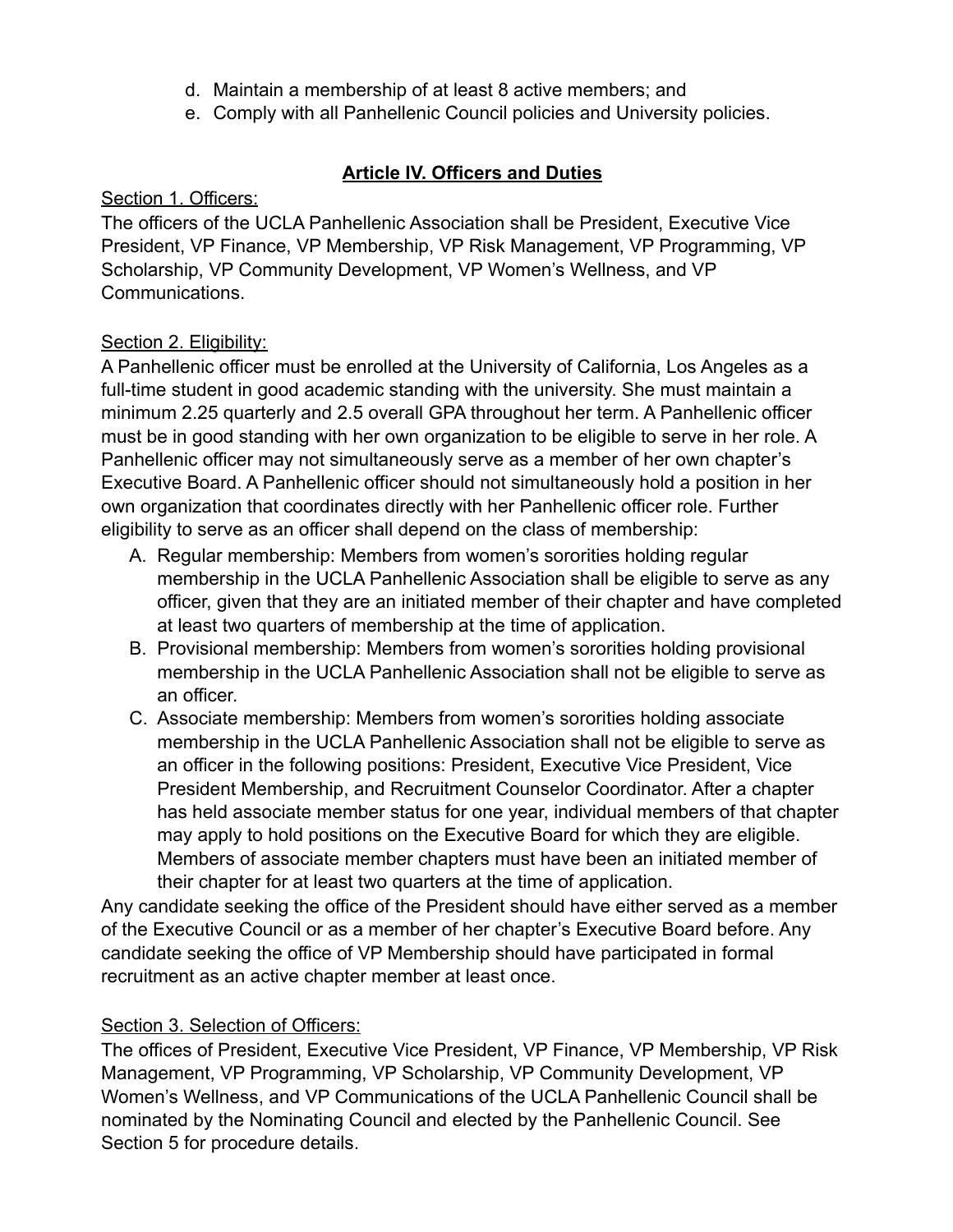d. Maintain a membership of at least 8 active members; and
e. Comply with all Panhellenic Council policies and University policies.

## Article IV. Officers and Duties

Section 1. Officers:

The officers of the UCLA Panhellenic Association shall be President, Executive Vice President, VP Finance, VP Membership, VP Risk Management, VP Programming, VP Scholarship, VP Community Development, VP Women's Wellness, and VP Communications.

Section 2. Eligibility:

A Panhellenic officer must be enrolled at the University of California, Los Angeles as a full-time student in good academic standing with the university. She must maintain a minimum 2.25 quarterly and 2.5 overall GPA throughout her term. A Panhellenic officer must be in good standing with her own organization to be eligible to serve in her role. A Panhellenic officer may not simultaneously serve as a member of her own chapter's Executive Board. A Panhellenic officer should not simultaneously hold a position in her own organization that coordinates directly with her Panhellenic officer role. Further eligibility to serve as an officer shall depend on the class of membership:

A. Regular membership: Members from women's sororities holding regular membership in the UCLA Panhellenic Association shall be eligible to serve as any officer, given that they are an initiated member of their chapter and have completed at least two quarters of membership at the time of application.
B. Provisional membership: Members from women's sororities holding provisional membership in the UCLA Panhellenic Association shall not be eligible to serve as an officer.
C. Associate membership: Members from women's sororities holding associate membership in the UCLA Panhellenic Association shall not be eligible to serve as an officer in the following positions: President, Executive Vice President, Vice President Membership, and Recruitment Counselor Coordinator. After a chapter has held associate member status for one year, individual members of that chapter may apply to hold positions on the Executive Board for which they are eligible. Members of associate member chapters must have been an initiated member of their chapter for at least two quarters at the time of application.

Any candidate seeking the office of the President should have either served as a member of the Executive Council or as a member of her chapter's Executive Board before. Any candidate seeking the office of VP Membership should have participated in formal recruitment as an active chapter member at least once.

Section 3. Selection of Officers:

The offices of President, Executive Vice President, VP Finance, VP Membership, VP Risk Management, VP Programming, VP Scholarship, VP Community Development, VP Women's Wellness, and VP Communications of the UCLA Panhellenic Council shall be nominated by the Nominating Council and elected by the Panhellenic Council. See Section 5 for procedure details.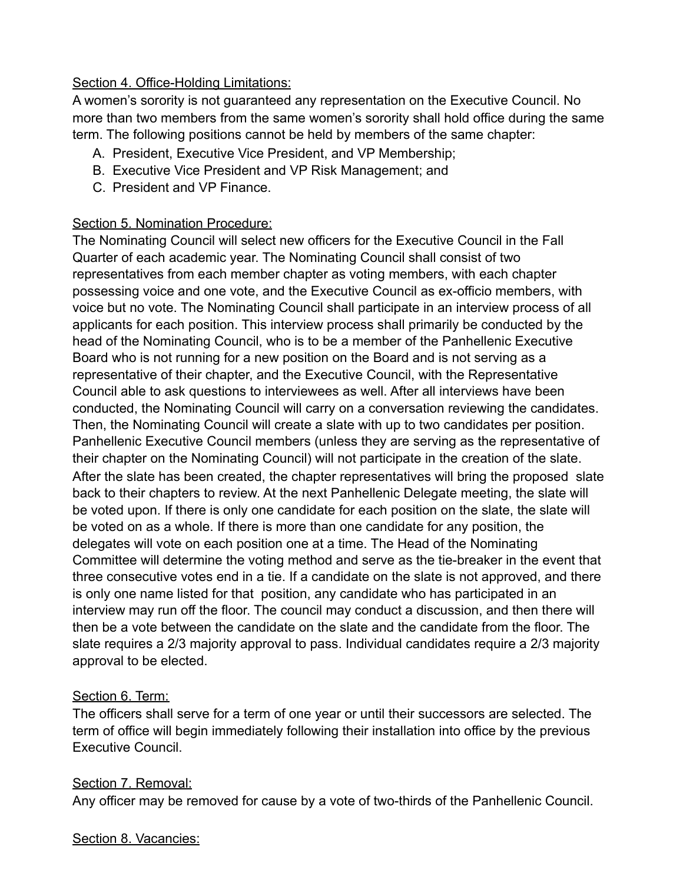<u>Section 4. Office-Holding Limitations:</u>

A women's sorority is not guaranteed any representation on the Executive Council. No more than two members from the same women's sorority shall hold office during the same term. The following positions cannot be held by members of the same chapter:

A. President, Executive Vice President, and VP Membership;
B. Executive Vice President and VP Risk Management; and
C. President and VP Finance.

<u>Section 5. Nomination Procedure:</u>

The Nominating Council will select new officers for the Executive Council in the Fall Quarter of each academic year. The Nominating Council shall consist of two representatives from each member chapter as voting members, with each chapter possessing voice and one vote, and the Executive Council as ex-officio members, with voice but no vote. The Nominating Council shall participate in an interview process of all applicants for each position. This interview process shall primarily be conducted by the head of the Nominating Council, who is to be a member of the Panhellenic Executive Board who is not running for a new position on the Board and is not serving as a representative of their chapter, and the Executive Council, with the Representative Council able to ask questions to interviewees as well. After all interviews have been conducted, the Nominating Council will carry on a conversation reviewing the candidates. Then, the Nominating Council will create a slate with up to two candidates per position. Panhellenic Executive Council members (unless they are serving as the representative of their chapter on the Nominating Council) will not participate in the creation of the slate. After the slate has been created, the chapter representatives will bring the proposed slate back to their chapters to review. At the next Panhellenic Delegate meeting, the slate will be voted upon. If there is only one candidate for each position on the slate, the slate will be voted on as a whole. If there is more than one candidate for any position, the delegates will vote on each position one at a time. The Head of the Nominating Committee will determine the voting method and serve as the tie-breaker in the event that three consecutive votes end in a tie. If a candidate on the slate is not approved, and there is only one name listed for that position, any candidate who has participated in an interview may run off the floor. The council may conduct a discussion, and then there will then be a vote between the candidate on the slate and the candidate from the floor. The slate requires a 2/3 majority approval to pass. Individual candidates require a 2/3 majority approval to be elected.

<u>Section 6. Term:</u>

The officers shall serve for a term of one year or until their successors are selected. The term of office will begin immediately following their installation into office by the previous Executive Council.

<u>Section 7. Removal:</u>

Any officer may be removed for cause by a vote of two-thirds of the Panhellenic Council.

<u>Section 8. Vacancies:</u>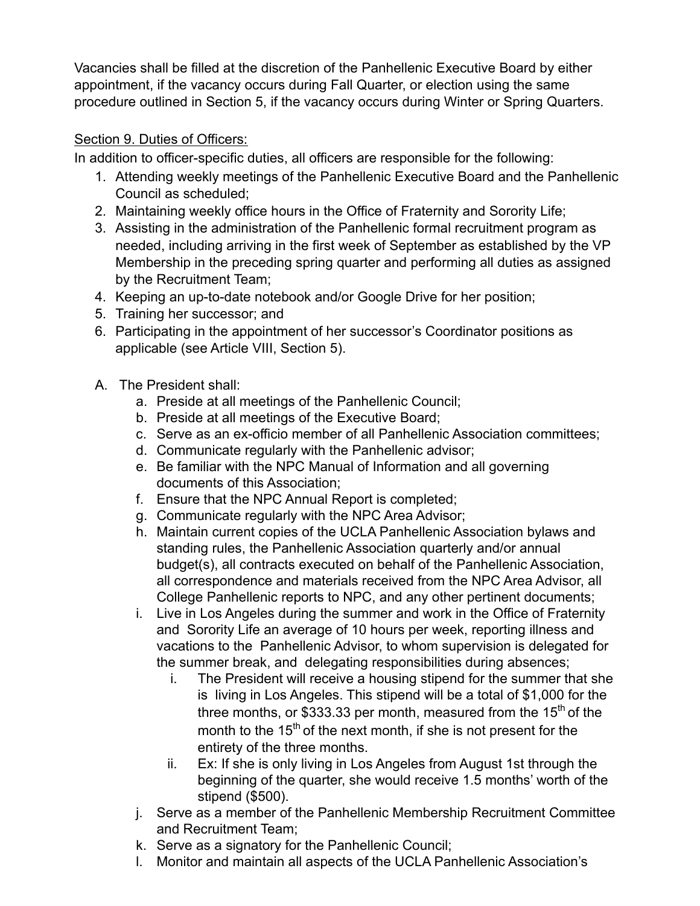Vacancies shall be filled at the discretion of the Panhellenic Executive Board by either appointment, if the vacancy occurs during Fall Quarter, or election using the same procedure outlined in Section 5, if the vacancy occurs during Winter or Spring Quarters.

<u>Section 9. Duties of Officers:</u>

In addition to officer-specific duties, all officers are responsible for the following:

1. Attending weekly meetings of the Panhellenic Executive Board and the Panhellenic Council as scheduled;
2. Maintaining weekly office hours in the Office of Fraternity and Sorority Life;
3. Assisting in the administration of the Panhellenic formal recruitment program as needed, including arriving in the first week of September as established by the VP Membership in the preceding spring quarter and performing all duties as assigned by the Recruitment Team;
4. Keeping an up-to-date notebook and/or Google Drive for her position;
5. Training her successor; and
6. Participating in the appointment of her successor's Coordinator positions as applicable (see Article VIII, Section 5).

A. The President shall:
    a. Preside at all meetings of the Panhellenic Council;
    b. Preside at all meetings of the Executive Board;
    c. Serve as an ex-officio member of all Panhellenic Association committees;
    d. Communicate regularly with the Panhellenic advisor;
    e. Be familiar with the NPC Manual of Information and all governing documents of this Association;
    f. Ensure that the NPC Annual Report is completed;
    g. Communicate regularly with the NPC Area Advisor;
    h. Maintain current copies of the UCLA Panhellenic Association bylaws and standing rules, the Panhellenic Association quarterly and/or annual budget(s), all contracts executed on behalf of the Panhellenic Association, all correspondence and materials received from the NPC Area Advisor, all College Panhellenic reports to NPC, and any other pertinent documents;
    i. Live in Los Angeles during the summer and work in the Office of Fraternity and Sorority Life an average of 10 hours per week, reporting illness and vacations to the Panhellenic Advisor, to whom supervision is delegated for the summer break, and delegating responsibilities during absences;
        i. The President will receive a housing stipend for the summer that she is living in Los Angeles. This stipend will be a total of $1,000 for the three months, or $333.33 per month, measured from the 15th of the month to the 15th of the next month, if she is not present for the entirety of the three months.
        ii. Ex: If she is only living in Los Angeles from August 1st through the beginning of the quarter, she would receive 1.5 months' worth of the stipend ($500).
    j. Serve as a member of the Panhellenic Membership Recruitment Committee and Recruitment Team;
    k. Serve as a signatory for the Panhellenic Council;
    l. Monitor and maintain all aspects of the UCLA Panhellenic Association's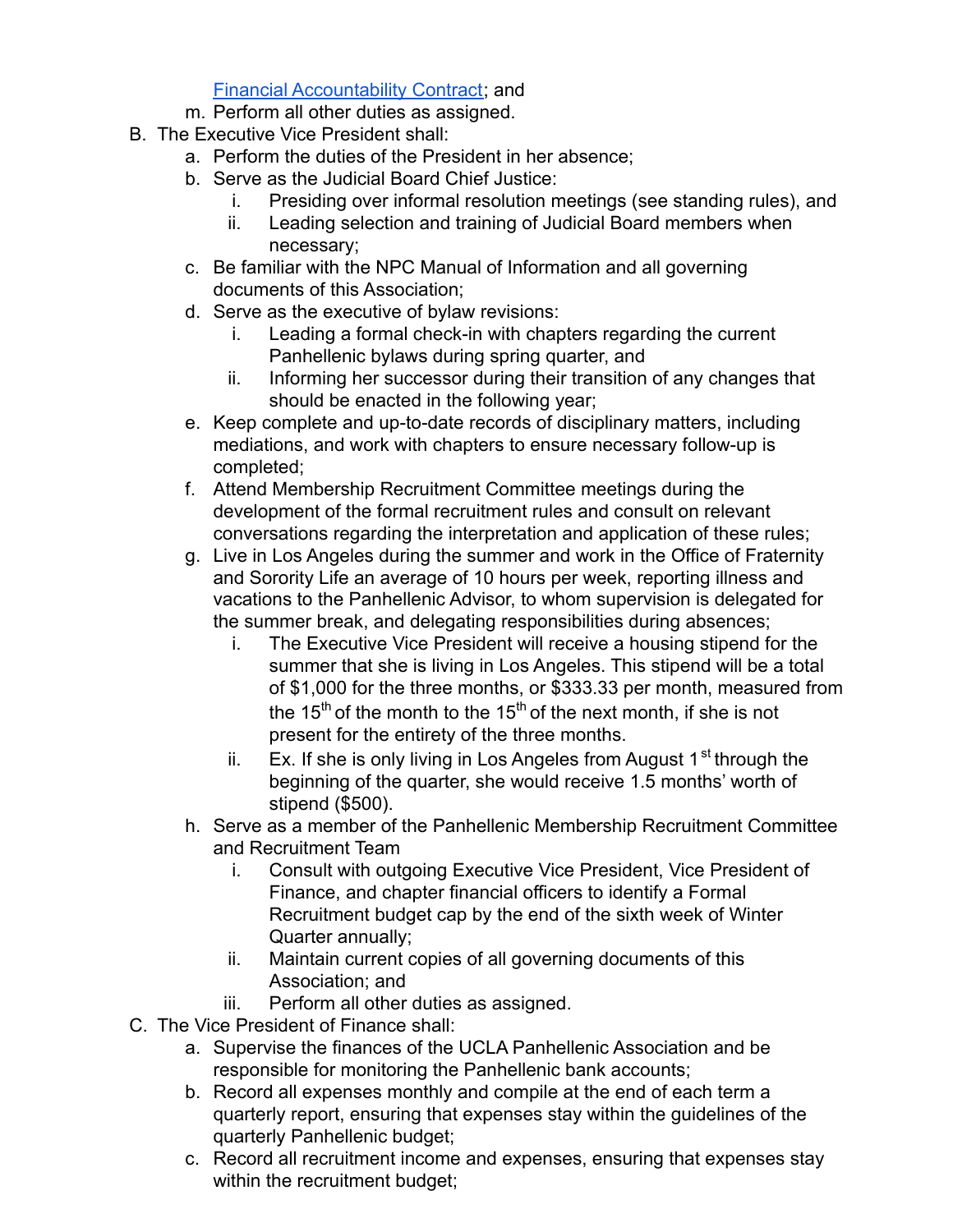[Financial Accountability Contract](); and
m. Perform all other duties as assigned.

B. The Executive Vice President shall:
   a. Perform the duties of the President in her absence;
   b. Serve as the Judicial Board Chief Justice:
      i. Presiding over informal resolution meetings (see standing rules), and
      ii. Leading selection and training of Judicial Board members when necessary;
   c. Be familiar with the NPC Manual of Information and all governing documents of this Association;
   d. Serve as the executive of bylaw revisions:
      i. Leading a formal check-in with chapters regarding the current Panhellenic bylaws during spring quarter, and
      ii. Informing her successor during their transition of any changes that should be enacted in the following year;
   e. Keep complete and up-to-date records of disciplinary matters, including mediations, and work with chapters to ensure necessary follow-up is completed;
   f. Attend Membership Recruitment Committee meetings during the development of the formal recruitment rules and consult on relevant conversations regarding the interpretation and application of these rules;
   g. Live in Los Angeles during the summer and work in the Office of Fraternity and Sorority Life an average of 10 hours per week, reporting illness and vacations to the Panhellenic Advisor, to whom supervision is delegated for the summer break, and delegating responsibilities during absences;
      i. The Executive Vice President will receive a housing stipend for the summer that she is living in Los Angeles. This stipend will be a total of $1,000 for the three months, or $333.33 per month, measured from the 15th of the month to the 15th of the next month, if she is not present for the entirety of the three months.
      ii. Ex. If she is only living in Los Angeles from August 1st through the beginning of the quarter, she would receive 1.5 months' worth of stipend ($500).
   h. Serve as a member of the Panhellenic Membership Recruitment Committee and Recruitment Team
      i. Consult with outgoing Executive Vice President, Vice President of Finance, and chapter financial officers to identify a Formal Recruitment budget cap by the end of the sixth week of Winter Quarter annually;
      ii. Maintain current copies of all governing documents of this Association; and
      iii. Perform all other duties as assigned.

C. The Vice President of Finance shall:
   a. Supervise the finances of the UCLA Panhellenic Association and be responsible for monitoring the Panhellenic bank accounts;
   b. Record all expenses monthly and compile at the end of each term a quarterly report, ensuring that expenses stay within the guidelines of the quarterly Panhellenic budget;
   c. Record all recruitment income and expenses, ensuring that expenses stay within the recruitment budget;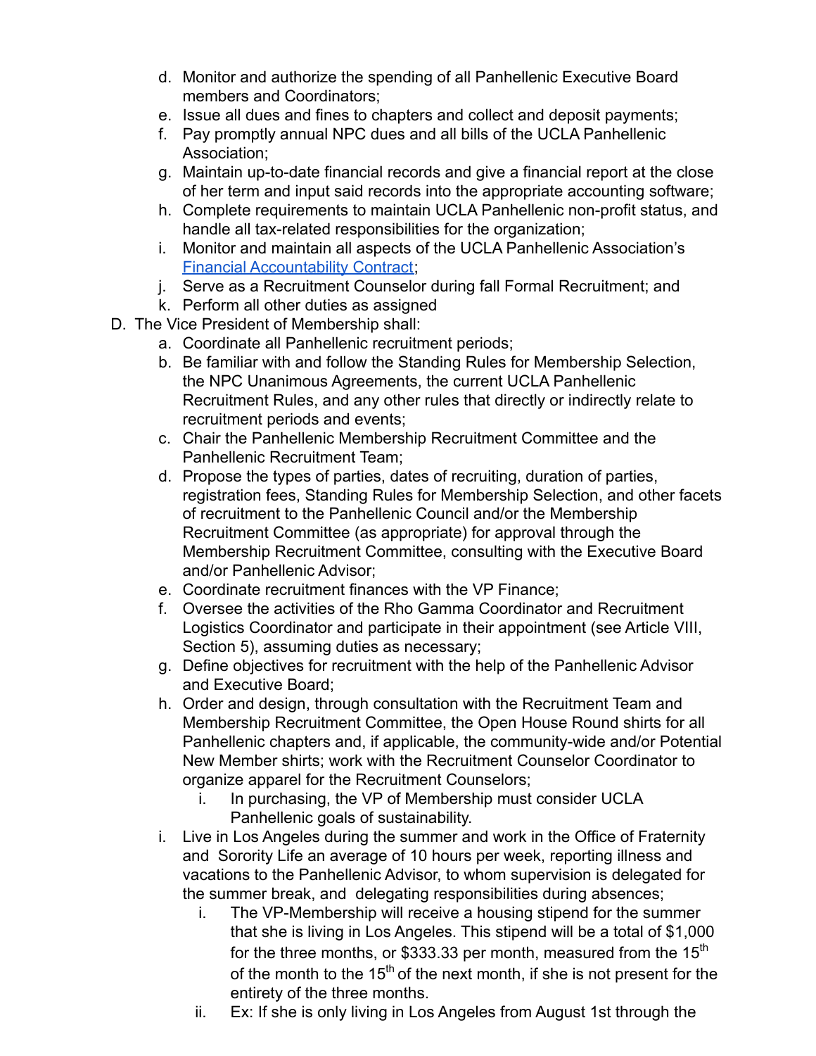d. Monitor and authorize the spending of all Panhellenic Executive Board members and Coordinators;
   e. Issue all dues and fines to chapters and collect and deposit payments;
   f. Pay promptly annual NPC dues and all bills of the UCLA Panhellenic Association;
   g. Maintain up-to-date financial records and give a financial report at the close of her term and input said records into the appropriate accounting software;
   h. Complete requirements to maintain UCLA Panhellenic non-profit status, and handle all tax-related responsibilities for the organization;
   i. Monitor and maintain all aspects of the UCLA Panhellenic Association's Financial Accountability Contract;
   j. Serve as a Recruitment Counselor during fall Formal Recruitment; and
   k. Perform all other duties as assigned

D. The Vice President of Membership shall:
   a. Coordinate all Panhellenic recruitment periods;
   b. Be familiar with and follow the Standing Rules for Membership Selection, the NPC Unanimous Agreements, the current UCLA Panhellenic Recruitment Rules, and any other rules that directly or indirectly relate to recruitment periods and events;
   c. Chair the Panhellenic Membership Recruitment Committee and the Panhellenic Recruitment Team;
   d. Propose the types of parties, dates of recruiting, duration of parties, registration fees, Standing Rules for Membership Selection, and other facets of recruitment to the Panhellenic Council and/or the Membership Recruitment Committee (as appropriate) for approval through the Membership Recruitment Committee, consulting with the Executive Board and/or Panhellenic Advisor;
   e. Coordinate recruitment finances with the VP Finance;
   f. Oversee the activities of the Rho Gamma Coordinator and Recruitment Logistics Coordinator and participate in their appointment (see Article VIII, Section 5), assuming duties as necessary;
   g. Define objectives for recruitment with the help of the Panhellenic Advisor and Executive Board;
   h. Order and design, through consultation with the Recruitment Team and Membership Recruitment Committee, the Open House Round shirts for all Panhellenic chapters and, if applicable, the community-wide and/or Potential New Member shirts; work with the Recruitment Counselor Coordinator to organize apparel for the Recruitment Counselors;
      i. In purchasing, the VP of Membership must consider UCLA Panhellenic goals of sustainability.
   i. Live in Los Angeles during the summer and work in the Office of Fraternity and Sorority Life an average of 10 hours per week, reporting illness and vacations to the Panhellenic Advisor, to whom supervision is delegated for the summer break, and delegating responsibilities during absences;
      i. The VP-Membership will receive a housing stipend for the summer that she is living in Los Angeles. This stipend will be a total of $1,000 for the three months, or $333.33 per month, measured from the 15th of the month to the 15th of the next month, if she is not present for the entirety of the three months.
      ii. Ex: If she is only living in Los Angeles from August 1st through the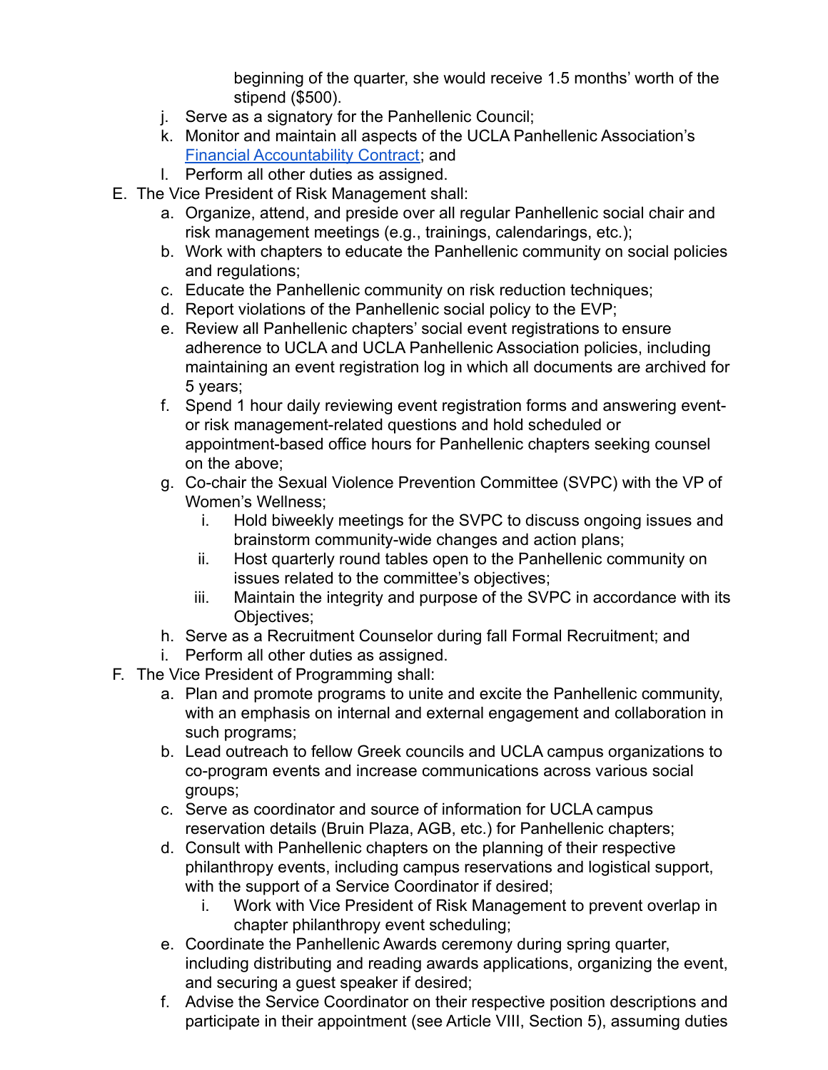beginning of the quarter, she would receive 1.5 months' worth of the stipend ($500).

j. Serve as a signatory for the Panhellenic Council;
k. Monitor and maintain all aspects of the UCLA Panhellenic Association's Financial Accountability Contract; and
l. Perform all other duties as assigned.

E. The Vice President of Risk Management shall:
   a. Organize, attend, and preside over all regular Panhellenic social chair and risk management meetings (e.g., trainings, calendarings, etc.);
   b. Work with chapters to educate the Panhellenic community on social policies and regulations;
   c. Educate the Panhellenic community on risk reduction techniques;
   d. Report violations of the Panhellenic social policy to the EVP;
   e. Review all Panhellenic chapters' social event registrations to ensure adherence to UCLA and UCLA Panhellenic Association policies, including maintaining an event registration log in which all documents are archived for 5 years;
   f. Spend 1 hour daily reviewing event registration forms and answering event- or risk management-related questions and hold scheduled or appointment-based office hours for Panhellenic chapters seeking counsel on the above;
   g. Co-chair the Sexual Violence Prevention Committee (SVPC) with the VP of Women's Wellness;
      i. Hold biweekly meetings for the SVPC to discuss ongoing issues and brainstorm community-wide changes and action plans;
      ii. Host quarterly round tables open to the Panhellenic community on issues related to the committee's objectives;
      iii. Maintain the integrity and purpose of the SVPC in accordance with its Objectives;
   h. Serve as a Recruitment Counselor during fall Formal Recruitment; and
   i. Perform all other duties as assigned.

F. The Vice President of Programming shall:
   a. Plan and promote programs to unite and excite the Panhellenic community, with an emphasis on internal and external engagement and collaboration in such programs;
   b. Lead outreach to fellow Greek councils and UCLA campus organizations to co-program events and increase communications across various social groups;
   c. Serve as coordinator and source of information for UCLA campus reservation details (Bruin Plaza, AGB, etc.) for Panhellenic chapters;
   d. Consult with Panhellenic chapters on the planning of their respective philanthropy events, including campus reservations and logistical support, with the support of a Service Coordinator if desired;
      i. Work with Vice President of Risk Management to prevent overlap in chapter philanthropy event scheduling;
   e. Coordinate the Panhellenic Awards ceremony during spring quarter, including distributing and reading awards applications, organizing the event, and securing a guest speaker if desired;
   f. Advise the Service Coordinator on their respective position descriptions and participate in their appointment (see Article VIII, Section 5), assuming duties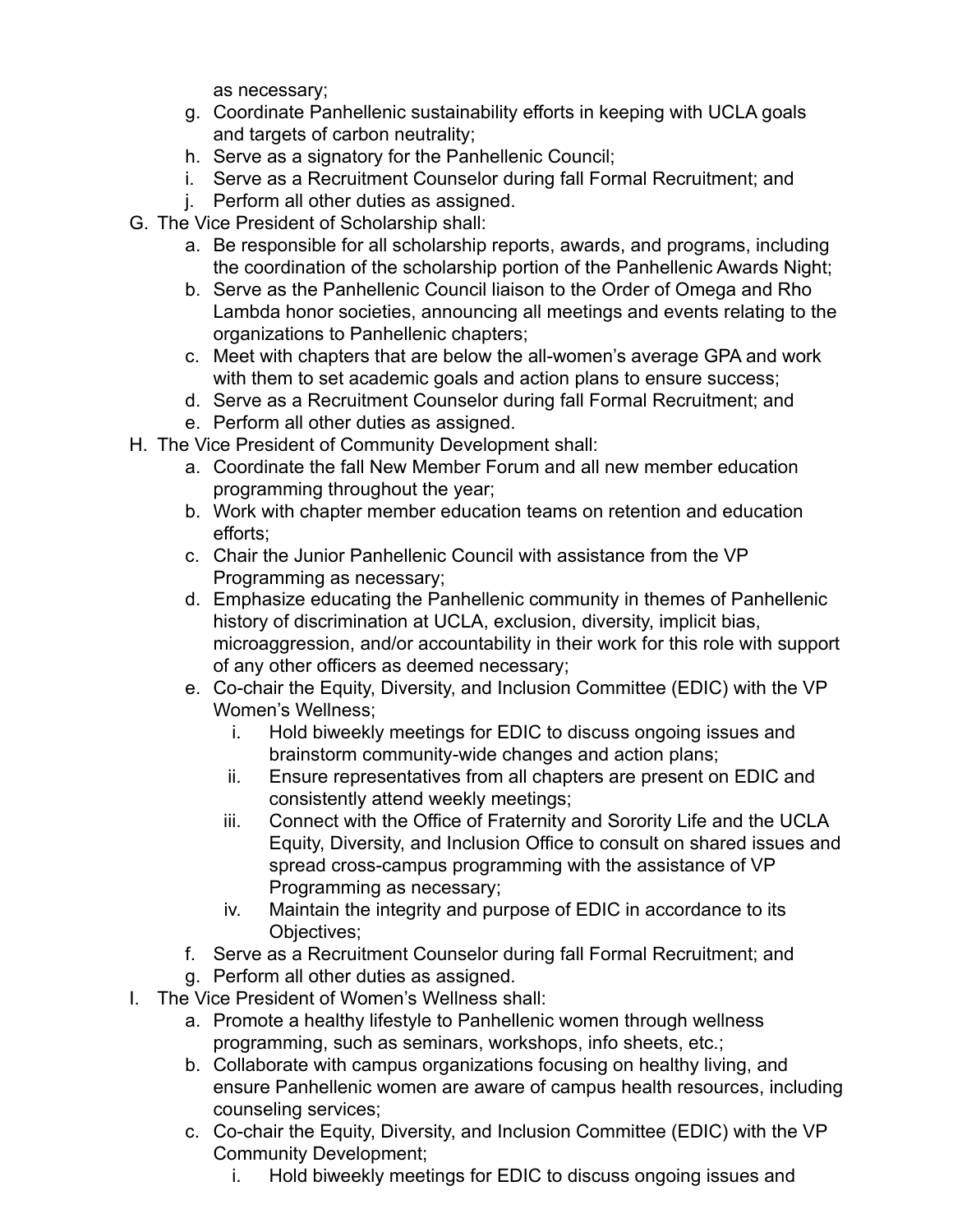as necessary;

   g. Coordinate Panhellenic sustainability efforts in keeping with UCLA goals and targets of carbon neutrality;
   h. Serve as a signatory for the Panhellenic Council;
   i. Serve as a Recruitment Counselor during fall Formal Recruitment; and
   j. Perform all other duties as assigned.

G. The Vice President of Scholarship shall:
   a. Be responsible for all scholarship reports, awards, and programs, including the coordination of the scholarship portion of the Panhellenic Awards Night;
   b. Serve as the Panhellenic Council liaison to the Order of Omega and Rho Lambda honor societies, announcing all meetings and events relating to the organizations to Panhellenic chapters;
   c. Meet with chapters that are below the all-women's average GPA and work with them to set academic goals and action plans to ensure success;
   d. Serve as a Recruitment Counselor during fall Formal Recruitment; and
   e. Perform all other duties as assigned.

H. The Vice President of Community Development shall:
   a. Coordinate the fall New Member Forum and all new member education programming throughout the year;
   b. Work with chapter member education teams on retention and education efforts;
   c. Chair the Junior Panhellenic Council with assistance from the VP Programming as necessary;
   d. Emphasize educating the Panhellenic community in themes of Panhellenic history of discrimination at UCLA, exclusion, diversity, implicit bias, microaggression, and/or accountability in their work for this role with support of any other officers as deemed necessary;
   e. Co-chair the Equity, Diversity, and Inclusion Committee (EDIC) with the VP Women's Wellness;
      i. Hold biweekly meetings for EDIC to discuss ongoing issues and brainstorm community-wide changes and action plans;
      ii. Ensure representatives from all chapters are present on EDIC and consistently attend weekly meetings;
      iii. Connect with the Office of Fraternity and Sorority Life and the UCLA Equity, Diversity, and Inclusion Office to consult on shared issues and spread cross-campus programming with the assistance of VP Programming as necessary;
      iv. Maintain the integrity and purpose of EDIC in accordance to its Objectives;
   f. Serve as a Recruitment Counselor during fall Formal Recruitment; and
   g. Perform all other duties as assigned.

I. The Vice President of Women's Wellness shall:
   a. Promote a healthy lifestyle to Panhellenic women through wellness programming, such as seminars, workshops, info sheets, etc.;
   b. Collaborate with campus organizations focusing on healthy living, and ensure Panhellenic women are aware of campus health resources, including counseling services;
   c. Co-chair the Equity, Diversity, and Inclusion Committee (EDIC) with the VP Community Development;
      i. Hold biweekly meetings for EDIC to discuss ongoing issues and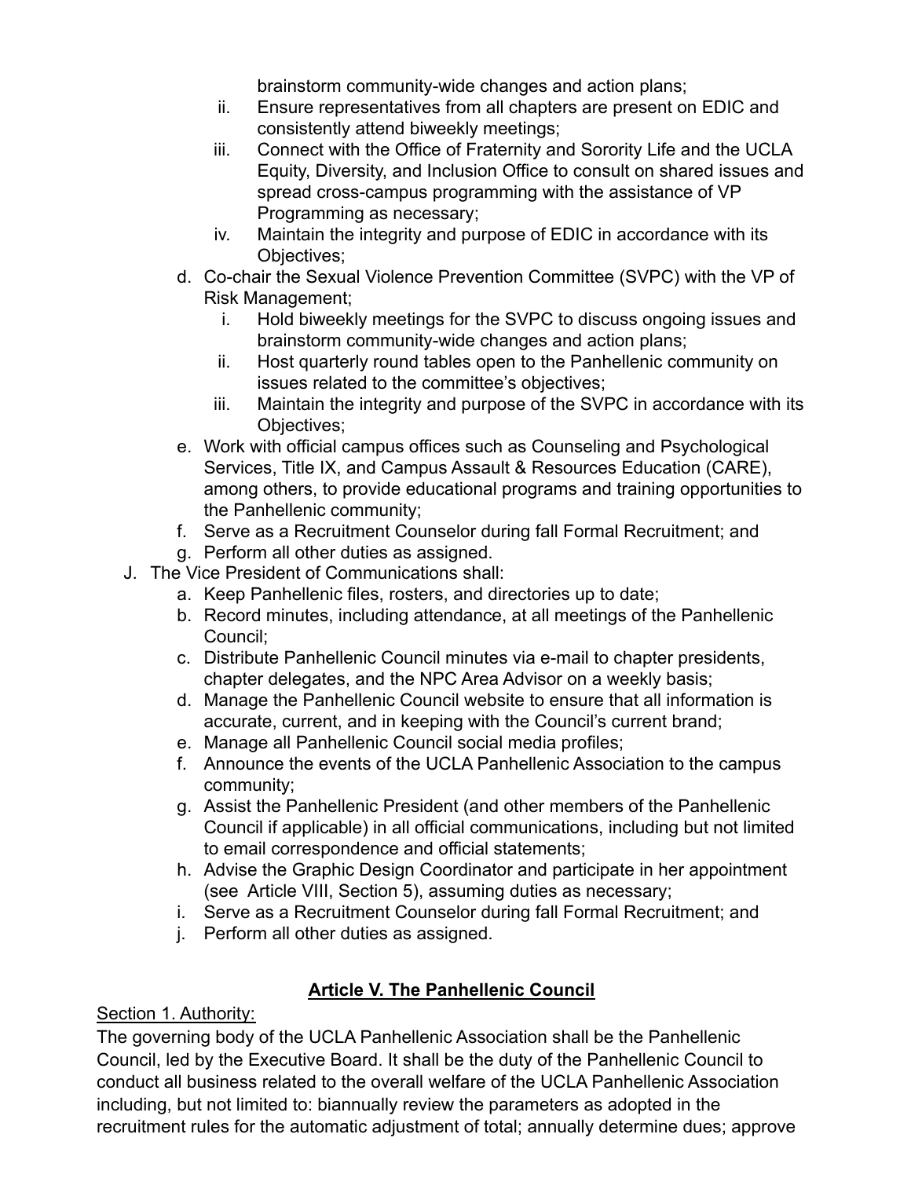brainstorm community-wide changes and action plans;

ii. Ensure representatives from all chapters are present on EDIC and consistently attend biweekly meetings;

iii. Connect with the Office of Fraternity and Sorority Life and the UCLA Equity, Diversity, and Inclusion Office to consult on shared issues and spread cross-campus programming with the assistance of VP Programming as necessary;

iv. Maintain the integrity and purpose of EDIC in accordance with its Objectives;

d. Co-chair the Sexual Violence Prevention Committee (SVPC) with the VP of Risk Management;

   i. Hold biweekly meetings for the SVPC to discuss ongoing issues and brainstorm community-wide changes and action plans;

   ii. Host quarterly round tables open to the Panhellenic community on issues related to the committee's objectives;

   iii. Maintain the integrity and purpose of the SVPC in accordance with its Objectives;

e. Work with official campus offices such as Counseling and Psychological Services, Title IX, and Campus Assault & Resources Education (CARE), among others, to provide educational programs and training opportunities to the Panhellenic community;

f. Serve as a Recruitment Counselor during fall Formal Recruitment; and

g. Perform all other duties as assigned.

J. The Vice President of Communications shall:

   a. Keep Panhellenic files, rosters, and directories up to date;

   b. Record minutes, including attendance, at all meetings of the Panhellenic Council;

   c. Distribute Panhellenic Council minutes via e-mail to chapter presidents, chapter delegates, and the NPC Area Advisor on a weekly basis;

   d. Manage the Panhellenic Council website to ensure that all information is accurate, current, and in keeping with the Council's current brand;

   e. Manage all Panhellenic Council social media profiles;

   f. Announce the events of the UCLA Panhellenic Association to the campus community;

   g. Assist the Panhellenic President (and other members of the Panhellenic Council if applicable) in all official communications, including but not limited to email correspondence and official statements;

   h. Advise the Graphic Design Coordinator and participate in her appointment (see Article VIII, Section 5), assuming duties as necessary;

   i. Serve as a Recruitment Counselor during fall Formal Recruitment; and

   j. Perform all other duties as assigned.

## **Article V. The Panhellenic Council**

Section 1. Authority:

The governing body of the UCLA Panhellenic Association shall be the Panhellenic Council, led by the Executive Board. It shall be the duty of the Panhellenic Council to conduct all business related to the overall welfare of the UCLA Panhellenic Association including, but not limited to: biannually review the parameters as adopted in the recruitment rules for the automatic adjustment of total; annually determine dues; approve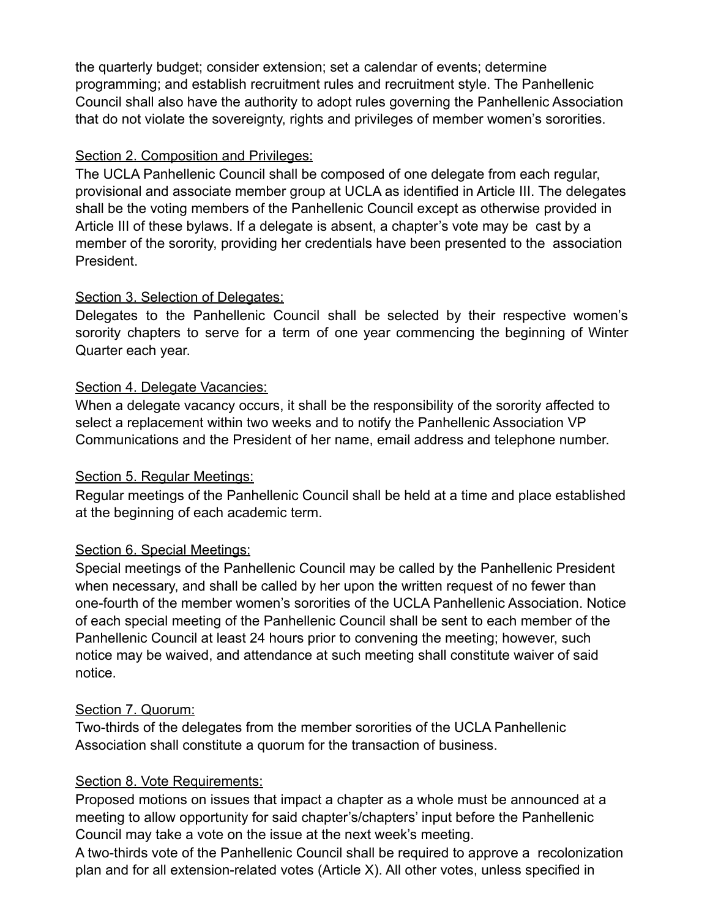the quarterly budget; consider extension; set a calendar of events; determine programming; and establish recruitment rules and recruitment style. The Panhellenic Council shall also have the authority to adopt rules governing the Panhellenic Association that do not violate the sovereignty, rights and privileges of member women's sororities.

Section 2. Composition and Privileges:

The UCLA Panhellenic Council shall be composed of one delegate from each regular, provisional and associate member group at UCLA as identified in Article III. The delegates shall be the voting members of the Panhellenic Council except as otherwise provided in Article III of these bylaws. If a delegate is absent, a chapter's vote may be cast by a member of the sorority, providing her credentials have been presented to the association President.

Section 3. Selection of Delegates:

Delegates to the Panhellenic Council shall be selected by their respective women's sorority chapters to serve for a term of one year commencing the beginning of Winter Quarter each year.

Section 4. Delegate Vacancies:

When a delegate vacancy occurs, it shall be the responsibility of the sorority affected to select a replacement within two weeks and to notify the Panhellenic Association VP Communications and the President of her name, email address and telephone number.

Section 5. Regular Meetings:

Regular meetings of the Panhellenic Council shall be held at a time and place established at the beginning of each academic term.

Section 6. Special Meetings:

Special meetings of the Panhellenic Council may be called by the Panhellenic President when necessary, and shall be called by her upon the written request of no fewer than one-fourth of the member women's sororities of the UCLA Panhellenic Association. Notice of each special meeting of the Panhellenic Council shall be sent to each member of the Panhellenic Council at least 24 hours prior to convening the meeting; however, such notice may be waived, and attendance at such meeting shall constitute waiver of said notice.

Section 7. Quorum:

Two-thirds of the delegates from the member sororities of the UCLA Panhellenic Association shall constitute a quorum for the transaction of business.

Section 8. Vote Requirements:

Proposed motions on issues that impact a chapter as a whole must be announced at a meeting to allow opportunity for said chapter's/chapters' input before the Panhellenic Council may take a vote on the issue at the next week's meeting.

A two-thirds vote of the Panhellenic Council shall be required to approve a recolonization plan and for all extension-related votes (Article X). All other votes, unless specified in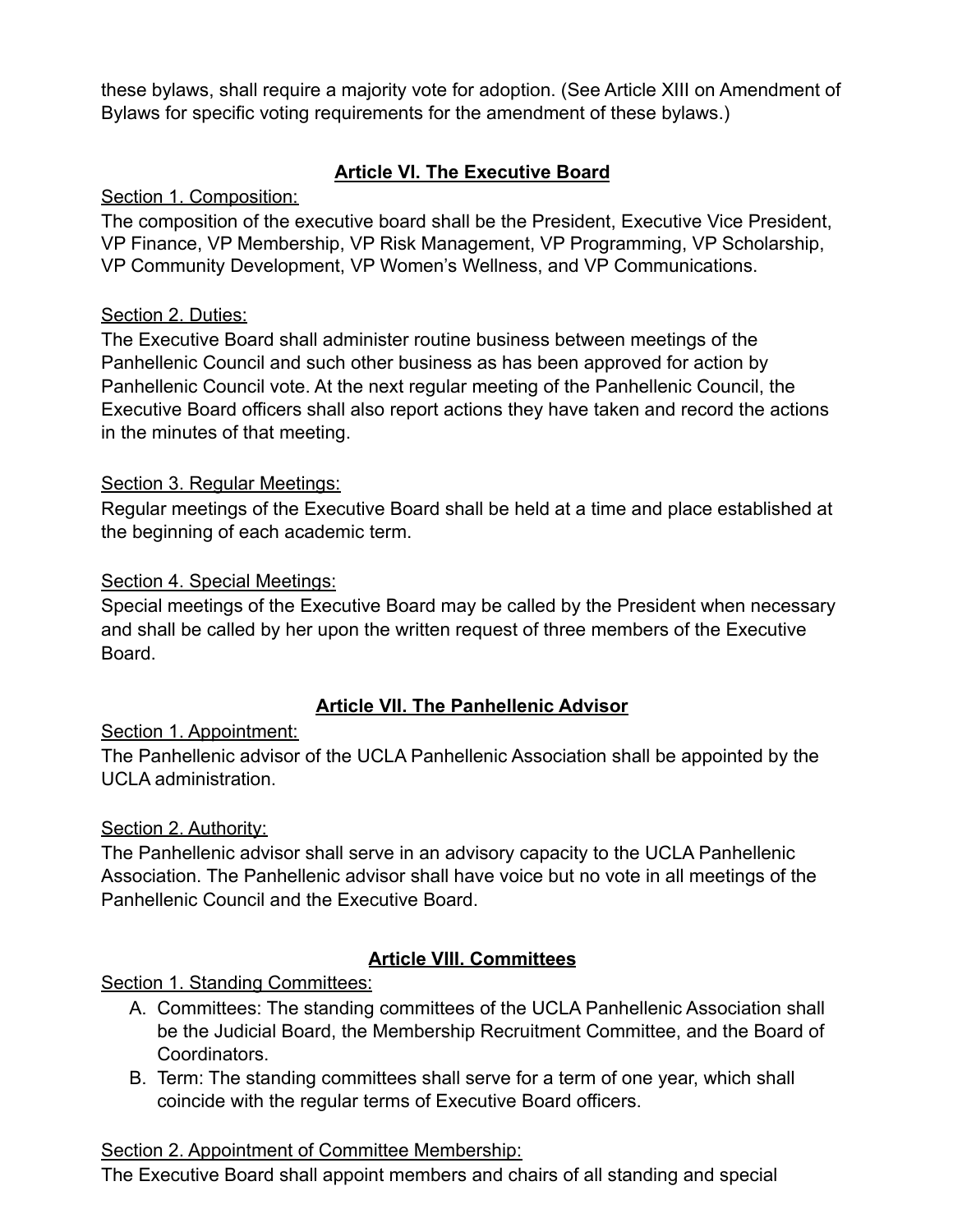these bylaws, shall require a majority vote for adoption. (See Article XIII on Amendment of Bylaws for specific voting requirements for the amendment of these bylaws.)

## Article VI. The Executive Board

Section 1. Composition:

The composition of the executive board shall be the President, Executive Vice President, VP Finance, VP Membership, VP Risk Management, VP Programming, VP Scholarship, VP Community Development, VP Women's Wellness, and VP Communications.

Section 2. Duties:

The Executive Board shall administer routine business between meetings of the Panhellenic Council and such other business as has been approved for action by Panhellenic Council vote. At the next regular meeting of the Panhellenic Council, the Executive Board officers shall also report actions they have taken and record the actions in the minutes of that meeting.

Section 3. Regular Meetings:

Regular meetings of the Executive Board shall be held at a time and place established at the beginning of each academic term.

Section 4. Special Meetings:

Special meetings of the Executive Board may be called by the President when necessary and shall be called by her upon the written request of three members of the Executive Board.

## Article VII. The Panhellenic Advisor

Section 1. Appointment:

The Panhellenic advisor of the UCLA Panhellenic Association shall be appointed by the UCLA administration.

Section 2. Authority:

The Panhellenic advisor shall serve in an advisory capacity to the UCLA Panhellenic Association. The Panhellenic advisor shall have voice but no vote in all meetings of the Panhellenic Council and the Executive Board.

## Article VIII. Committees

Section 1. Standing Committees:

A. Committees: The standing committees of the UCLA Panhellenic Association shall be the Judicial Board, the Membership Recruitment Committee, and the Board of Coordinators.
B. Term: The standing committees shall serve for a term of one year, which shall coincide with the regular terms of Executive Board officers.

Section 2. Appointment of Committee Membership:

The Executive Board shall appoint members and chairs of all standing and special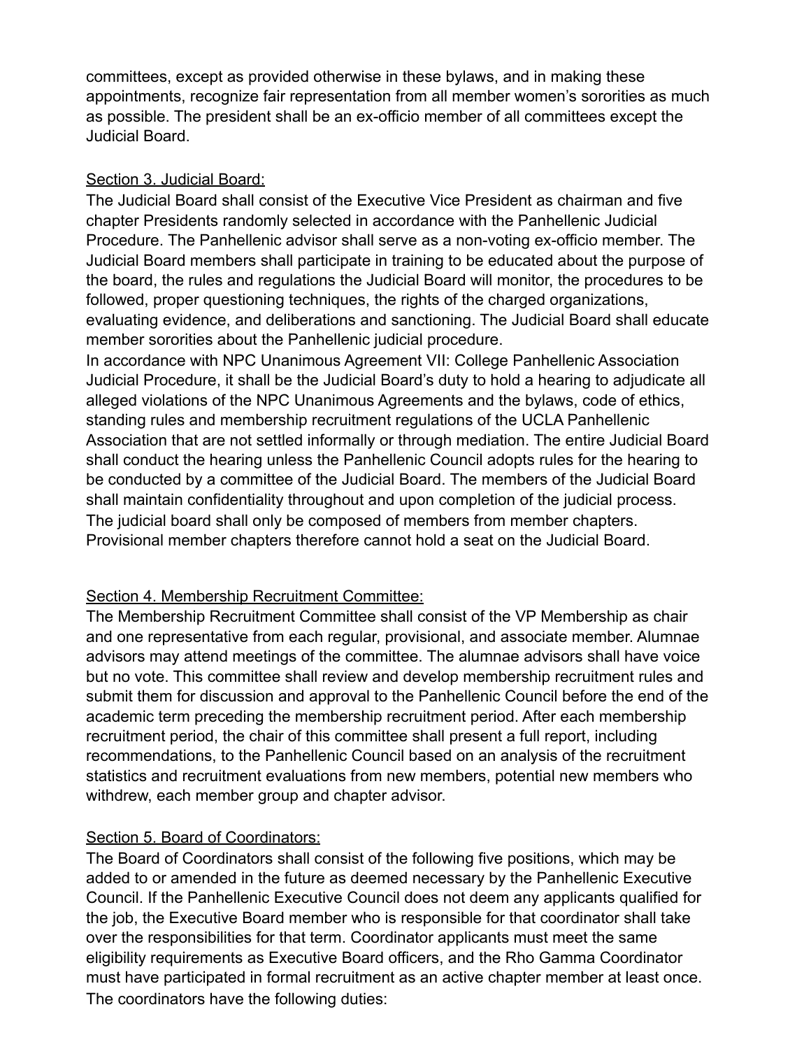committees, except as provided otherwise in these bylaws, and in making these appointments, recognize fair representation from all member women's sororities as much as possible. The president shall be an ex-officio member of all committees except the Judicial Board.

Section 3. Judicial Board:

The Judicial Board shall consist of the Executive Vice President as chairman and five chapter Presidents randomly selected in accordance with the Panhellenic Judicial Procedure. The Panhellenic advisor shall serve as a non-voting ex-officio member. The Judicial Board members shall participate in training to be educated about the purpose of the board, the rules and regulations the Judicial Board will monitor, the procedures to be followed, proper questioning techniques, the rights of the charged organizations, evaluating evidence, and deliberations and sanctioning. The Judicial Board shall educate member sororities about the Panhellenic judicial procedure.

In accordance with NPC Unanimous Agreement VII: College Panhellenic Association Judicial Procedure, it shall be the Judicial Board's duty to hold a hearing to adjudicate all alleged violations of the NPC Unanimous Agreements and the bylaws, code of ethics, standing rules and membership recruitment regulations of the UCLA Panhellenic Association that are not settled informally or through mediation. The entire Judicial Board shall conduct the hearing unless the Panhellenic Council adopts rules for the hearing to be conducted by a committee of the Judicial Board. The members of the Judicial Board shall maintain confidentiality throughout and upon completion of the judicial process. The judicial board shall only be composed of members from member chapters. Provisional member chapters therefore cannot hold a seat on the Judicial Board.

Section 4. Membership Recruitment Committee:

The Membership Recruitment Committee shall consist of the VP Membership as chair and one representative from each regular, provisional, and associate member. Alumnae advisors may attend meetings of the committee. The alumnae advisors shall have voice but no vote. This committee shall review and develop membership recruitment rules and submit them for discussion and approval to the Panhellenic Council before the end of the academic term preceding the membership recruitment period. After each membership recruitment period, the chair of this committee shall present a full report, including recommendations, to the Panhellenic Council based on an analysis of the recruitment statistics and recruitment evaluations from new members, potential new members who withdrew, each member group and chapter advisor.

Section 5. Board of Coordinators:

The Board of Coordinators shall consist of the following five positions, which may be added to or amended in the future as deemed necessary by the Panhellenic Executive Council. If the Panhellenic Executive Council does not deem any applicants qualified for the job, the Executive Board member who is responsible for that coordinator shall take over the responsibilities for that term. Coordinator applicants must meet the same eligibility requirements as Executive Board officers, and the Rho Gamma Coordinator must have participated in formal recruitment as an active chapter member at least once. The coordinators have the following duties: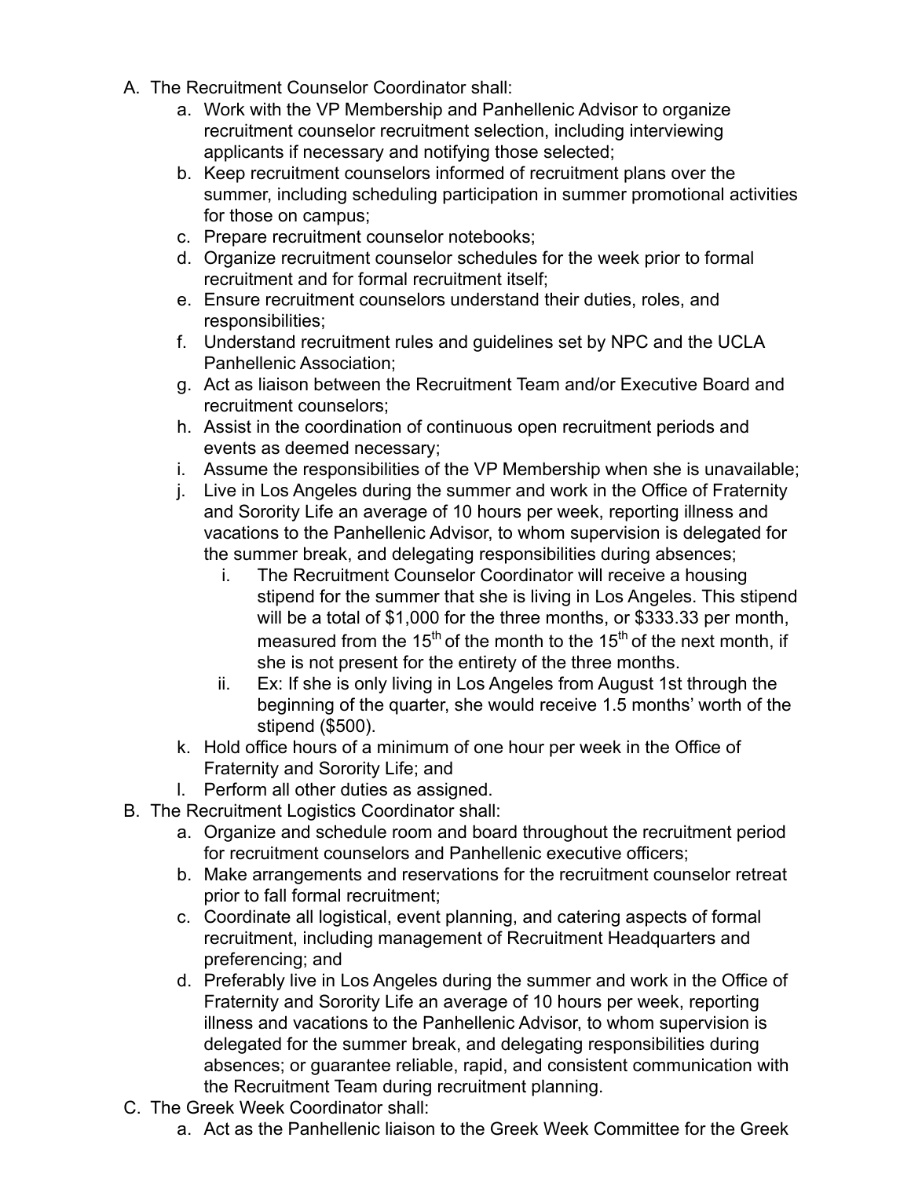A. The Recruitment Counselor Coordinator shall:
    a. Work with the VP Membership and Panhellenic Advisor to organize recruitment counselor recruitment selection, including interviewing applicants if necessary and notifying those selected;
    b. Keep recruitment counselors informed of recruitment plans over the summer, including scheduling participation in summer promotional activities for those on campus;
    c. Prepare recruitment counselor notebooks;
    d. Organize recruitment counselor schedules for the week prior to formal recruitment and for formal recruitment itself;
    e. Ensure recruitment counselors understand their duties, roles, and responsibilities;
    f. Understand recruitment rules and guidelines set by NPC and the UCLA Panhellenic Association;
    g. Act as liaison between the Recruitment Team and/or Executive Board and recruitment counselors;
    h. Assist in the coordination of continuous open recruitment periods and events as deemed necessary;
    i. Assume the responsibilities of the VP Membership when she is unavailable;
    j. Live in Los Angeles during the summer and work in the Office of Fraternity and Sorority Life an average of 10 hours per week, reporting illness and vacations to the Panhellenic Advisor, to whom supervision is delegated for the summer break, and delegating responsibilities during absences;
        i. The Recruitment Counselor Coordinator will receive a housing stipend for the summer that she is living in Los Angeles. This stipend will be a total of $1,000 for the three months, or $333.33 per month, measured from the 15th of the month to the 15th of the next month, if she is not present for the entirety of the three months.
        ii. Ex: If she is only living in Los Angeles from August 1st through the beginning of the quarter, she would receive 1.5 months' worth of the stipend ($500).
    k. Hold office hours of a minimum of one hour per week in the Office of Fraternity and Sorority Life; and
    l. Perform all other duties as assigned.
B. The Recruitment Logistics Coordinator shall:
    a. Organize and schedule room and board throughout the recruitment period for recruitment counselors and Panhellenic executive officers;
    b. Make arrangements and reservations for the recruitment counselor retreat prior to fall formal recruitment;
    c. Coordinate all logistical, event planning, and catering aspects of formal recruitment, including management of Recruitment Headquarters and preferencing; and
    d. Preferably live in Los Angeles during the summer and work in the Office of Fraternity and Sorority Life an average of 10 hours per week, reporting illness and vacations to the Panhellenic Advisor, to whom supervision is delegated for the summer break, and delegating responsibilities during absences; or guarantee reliable, rapid, and consistent communication with the Recruitment Team during recruitment planning.
C. The Greek Week Coordinator shall:
    a. Act as the Panhellenic liaison to the Greek Week Committee for the Greek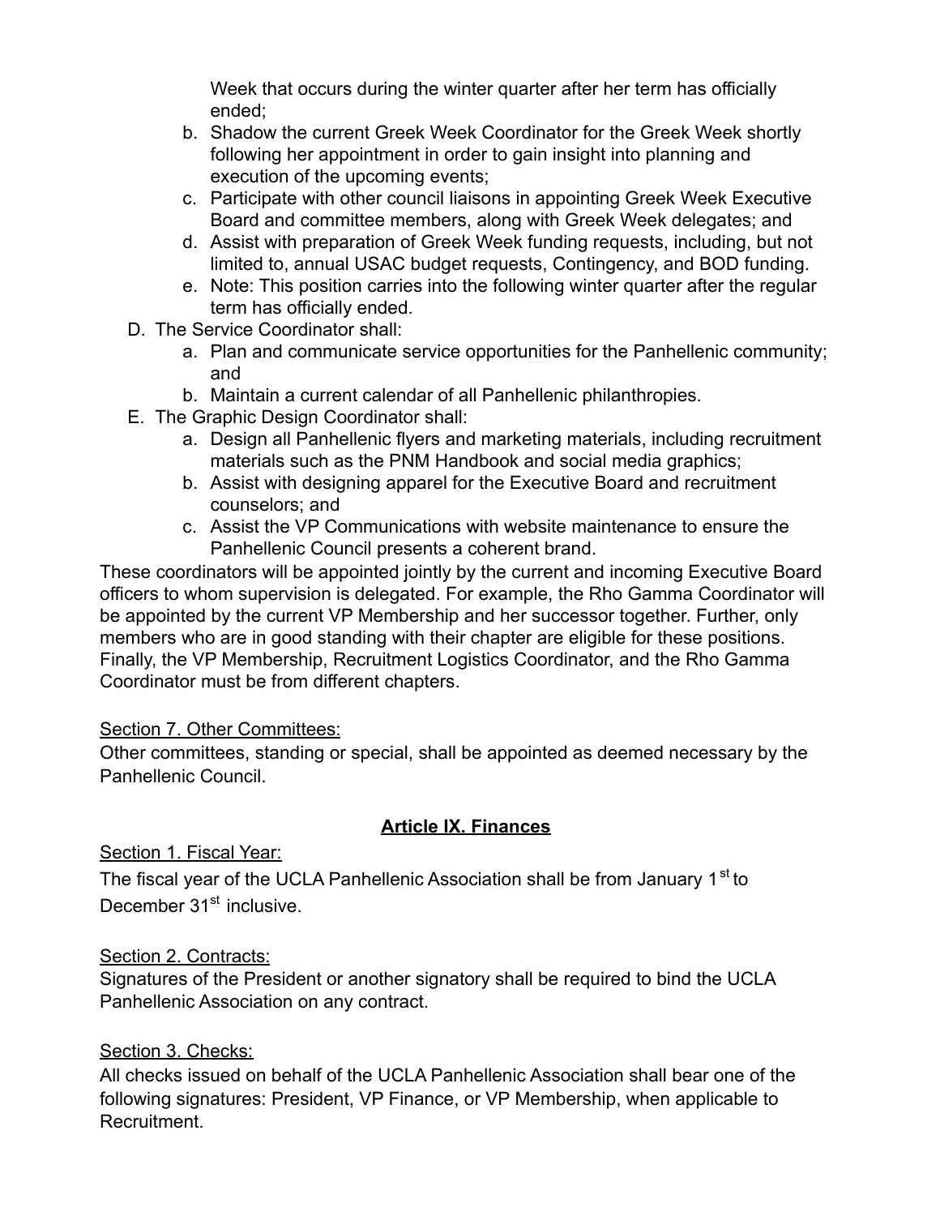Week that occurs during the winter quarter after her term has officially ended;

b. Shadow the current Greek Week Coordinator for the Greek Week shortly following her appointment in order to gain insight into planning and execution of the upcoming events;
c. Participate with other council liaisons in appointing Greek Week Executive Board and committee members, along with Greek Week delegates; and
d. Assist with preparation of Greek Week funding requests, including, but not limited to, annual USAC budget requests, Contingency, and BOD funding.
e. Note: This position carries into the following winter quarter after the regular term has officially ended.

D. The Service Coordinator shall:
   a. Plan and communicate service opportunities for the Panhellenic community; and
   b. Maintain a current calendar of all Panhellenic philanthropies.

E. The Graphic Design Coordinator shall:
   a. Design all Panhellenic flyers and marketing materials, including recruitment materials such as the PNM Handbook and social media graphics;
   b. Assist with designing apparel for the Executive Board and recruitment counselors; and
   c. Assist the VP Communications with website maintenance to ensure the Panhellenic Council presents a coherent brand.

These coordinators will be appointed jointly by the current and incoming Executive Board officers to whom supervision is delegated. For example, the Rho Gamma Coordinator will be appointed by the current VP Membership and her successor together. Further, only members who are in good standing with their chapter are eligible for these positions. Finally, the VP Membership, Recruitment Logistics Coordinator, and the Rho Gamma Coordinator must be from different chapters.

Section 7. Other Committees:

Other committees, standing or special, shall be appointed as deemed necessary by the Panhellenic Council.

## Article IX. Finances

Section 1. Fiscal Year:

The fiscal year of the UCLA Panhellenic Association shall be from January 1st to December 31st inclusive.

Section 2. Contracts:

Signatures of the President or another signatory shall be required to bind the UCLA Panhellenic Association on any contract.

Section 3. Checks:

All checks issued on behalf of the UCLA Panhellenic Association shall bear one of the following signatures: President, VP Finance, or VP Membership, when applicable to Recruitment.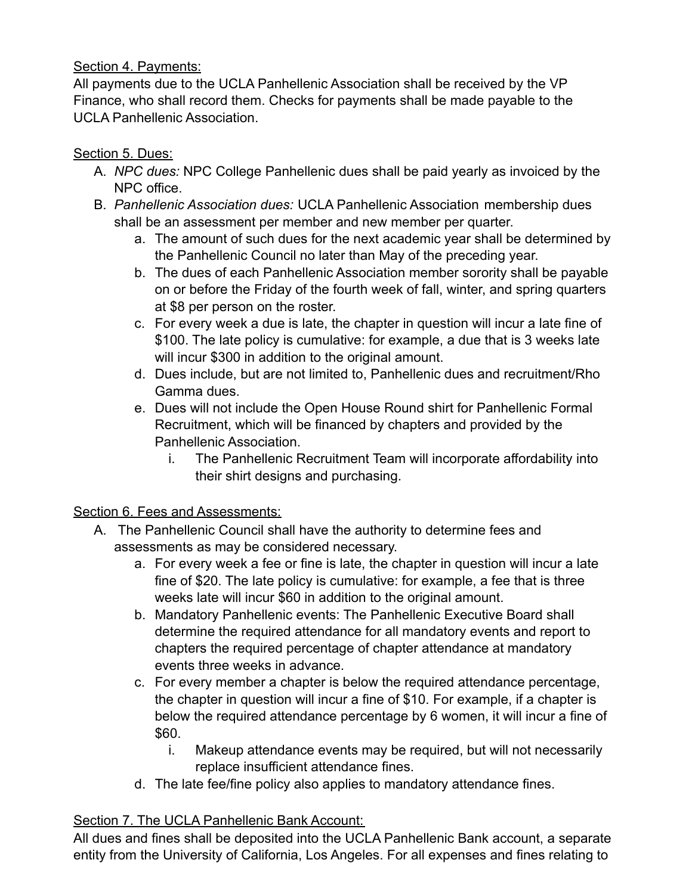Section 4. Payments:

All payments due to the UCLA Panhellenic Association shall be received by the VP Finance, who shall record them. Checks for payments shall be made payable to the UCLA Panhellenic Association.

Section 5. Dues:

A. *NPC dues:* NPC College Panhellenic dues shall be paid yearly as invoiced by the NPC office.
B. *Panhellenic Association dues:* UCLA Panhellenic Association membership dues shall be an assessment per member and new member per quarter.
   a. The amount of such dues for the next academic year shall be determined by the Panhellenic Council no later than May of the preceding year.
   b. The dues of each Panhellenic Association member sorority shall be payable on or before the Friday of the fourth week of fall, winter, and spring quarters at $8 per person on the roster.
   c. For every week a due is late, the chapter in question will incur a late fine of $100. The late policy is cumulative: for example, a due that is 3 weeks late will incur $300 in addition to the original amount.
   d. Dues include, but are not limited to, Panhellenic dues and recruitment/Rho Gamma dues.
   e. Dues will not include the Open House Round shirt for Panhellenic Formal Recruitment, which will be financed by chapters and provided by the Panhellenic Association.
      i. The Panhellenic Recruitment Team will incorporate affordability into their shirt designs and purchasing.

Section 6. Fees and Assessments:

A. The Panhellenic Council shall have the authority to determine fees and assessments as may be considered necessary.
   a. For every week a fee or fine is late, the chapter in question will incur a late fine of $20. The late policy is cumulative: for example, a fee that is three weeks late will incur $60 in addition to the original amount.
   b. Mandatory Panhellenic events: The Panhellenic Executive Board shall determine the required attendance for all mandatory events and report to chapters the required percentage of chapter attendance at mandatory events three weeks in advance.
   c. For every member a chapter is below the required attendance percentage, the chapter in question will incur a fine of $10. For example, if a chapter is below the required attendance percentage by 6 women, it will incur a fine of $60.
      i. Makeup attendance events may be required, but will not necessarily replace insufficient attendance fines.
   d. The late fee/fine policy also applies to mandatory attendance fines.

Section 7. The UCLA Panhellenic Bank Account:

All dues and fines shall be deposited into the UCLA Panhellenic Bank account, a separate entity from the University of California, Los Angeles. For all expenses and fines relating to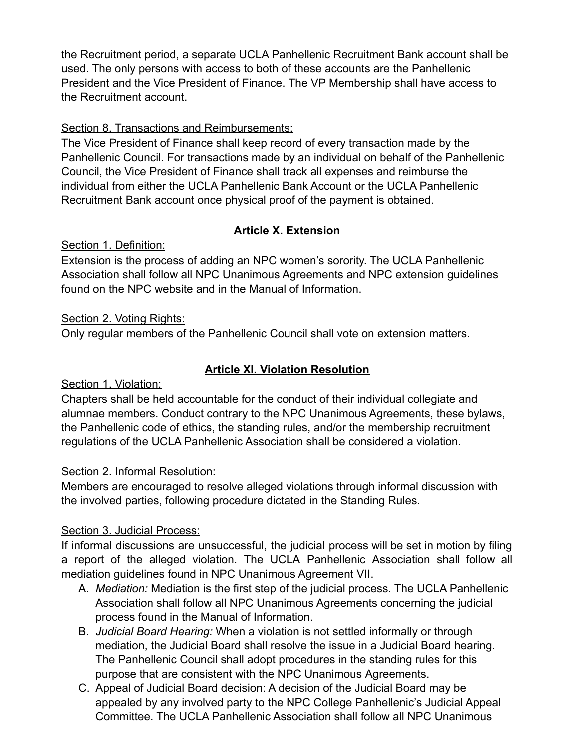the Recruitment period, a separate UCLA Panhellenic Recruitment Bank account shall be used. The only persons with access to both of these accounts are the Panhellenic President and the Vice President of Finance. The VP Membership shall have access to the Recruitment account.

Section 8. Transactions and Reimbursements:

The Vice President of Finance shall keep record of every transaction made by the Panhellenic Council. For transactions made by an individual on behalf of the Panhellenic Council, the Vice President of Finance shall track all expenses and reimburse the individual from either the UCLA Panhellenic Bank Account or the UCLA Panhellenic Recruitment Bank account once physical proof of the payment is obtained.

## Article X. Extension

Section 1. Definition:

Extension is the process of adding an NPC women's sorority. The UCLA Panhellenic Association shall follow all NPC Unanimous Agreements and NPC extension guidelines found on the NPC website and in the Manual of Information.

Section 2. Voting Rights:

Only regular members of the Panhellenic Council shall vote on extension matters.

## Article XI. Violation Resolution

Section 1. Violation:

Chapters shall be held accountable for the conduct of their individual collegiate and alumnae members. Conduct contrary to the NPC Unanimous Agreements, these bylaws, the Panhellenic code of ethics, the standing rules, and/or the membership recruitment regulations of the UCLA Panhellenic Association shall be considered a violation.

Section 2. Informal Resolution:

Members are encouraged to resolve alleged violations through informal discussion with the involved parties, following procedure dictated in the Standing Rules.

Section 3. Judicial Process:

If informal discussions are unsuccessful, the judicial process will be set in motion by filing a report of the alleged violation. The UCLA Panhellenic Association shall follow all mediation guidelines found in NPC Unanimous Agreement VII.

A. *Mediation:* Mediation is the first step of the judicial process. The UCLA Panhellenic Association shall follow all NPC Unanimous Agreements concerning the judicial process found in the Manual of Information.
B. *Judicial Board Hearing:* When a violation is not settled informally or through mediation, the Judicial Board shall resolve the issue in a Judicial Board hearing. The Panhellenic Council shall adopt procedures in the standing rules for this purpose that are consistent with the NPC Unanimous Agreements.
C. Appeal of Judicial Board decision: A decision of the Judicial Board may be appealed by any involved party to the NPC College Panhellenic's Judicial Appeal Committee. The UCLA Panhellenic Association shall follow all NPC Unanimous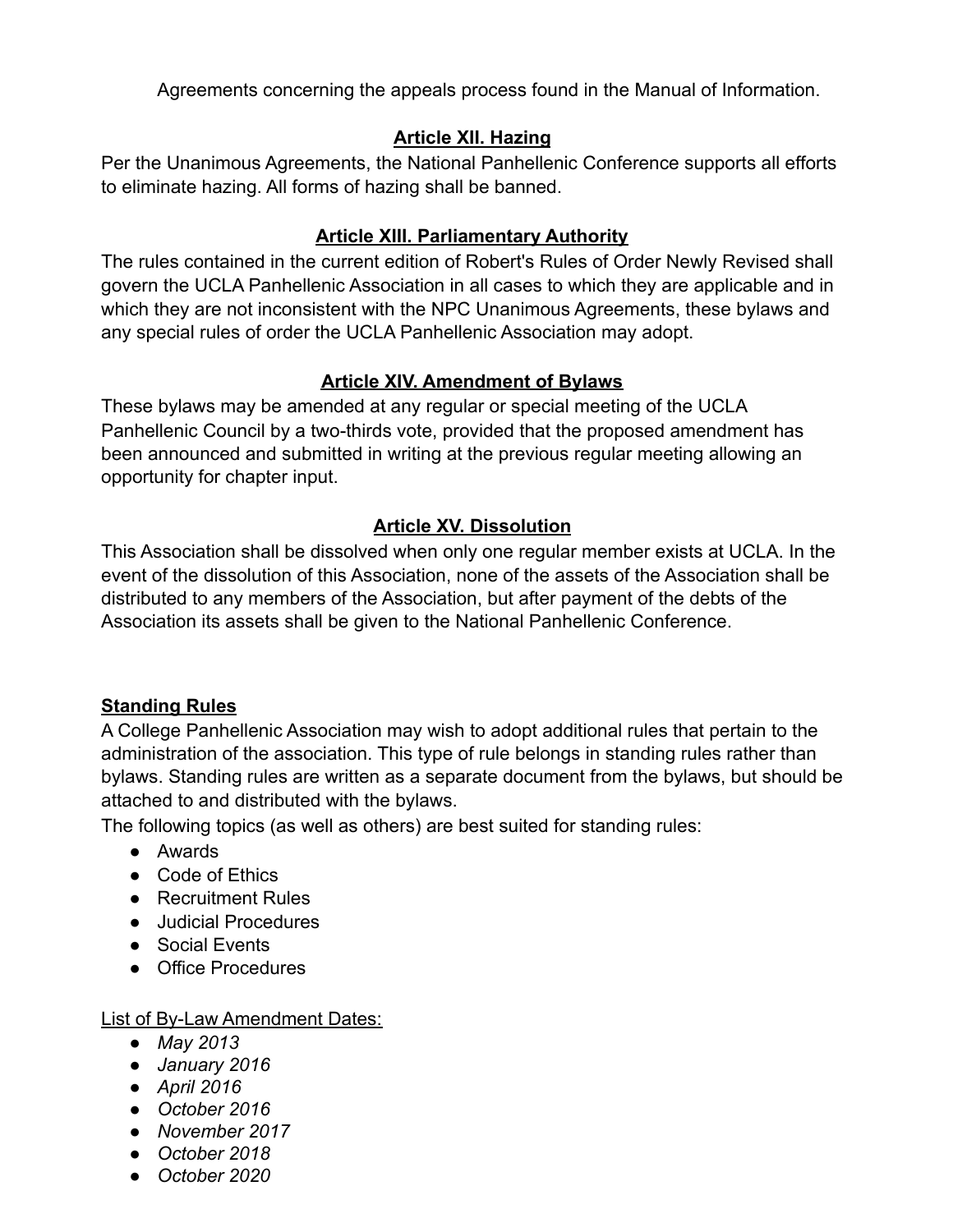Agreements concerning the appeals process found in the Manual of Information.

## Article XII. Hazing

Per the Unanimous Agreements, the National Panhellenic Conference supports all efforts to eliminate hazing. All forms of hazing shall be banned.

## Article XIII. Parliamentary Authority

The rules contained in the current edition of Robert's Rules of Order Newly Revised shall govern the UCLA Panhellenic Association in all cases to which they are applicable and in which they are not inconsistent with the NPC Unanimous Agreements, these bylaws and any special rules of order the UCLA Panhellenic Association may adopt.

## Article XIV. Amendment of Bylaws

These bylaws may be amended at any regular or special meeting of the UCLA Panhellenic Council by a two-thirds vote, provided that the proposed amendment has been announced and submitted in writing at the previous regular meeting allowing an opportunity for chapter input.

## Article XV. Dissolution

This Association shall be dissolved when only one regular member exists at UCLA. In the event of the dissolution of this Association, none of the assets of the Association shall be distributed to any members of the Association, but after payment of the debts of the Association its assets shall be given to the National Panhellenic Conference.

## Standing Rules

A College Panhellenic Association may wish to adopt additional rules that pertain to the administration of the association. This type of rule belongs in standing rules rather than bylaws. Standing rules are written as a separate document from the bylaws, but should be attached to and distributed with the bylaws.

The following topics (as well as others) are best suited for standing rules:

- Awards
- Code of Ethics
- Recruitment Rules
- Judicial Procedures
- Social Events
- Office Procedures

List of By-Law Amendment Dates:

- *May 2013*
- *January 2016*
- *April 2016*
- *October 2016*
- *November 2017*
- *October 2018*
- *October 2020*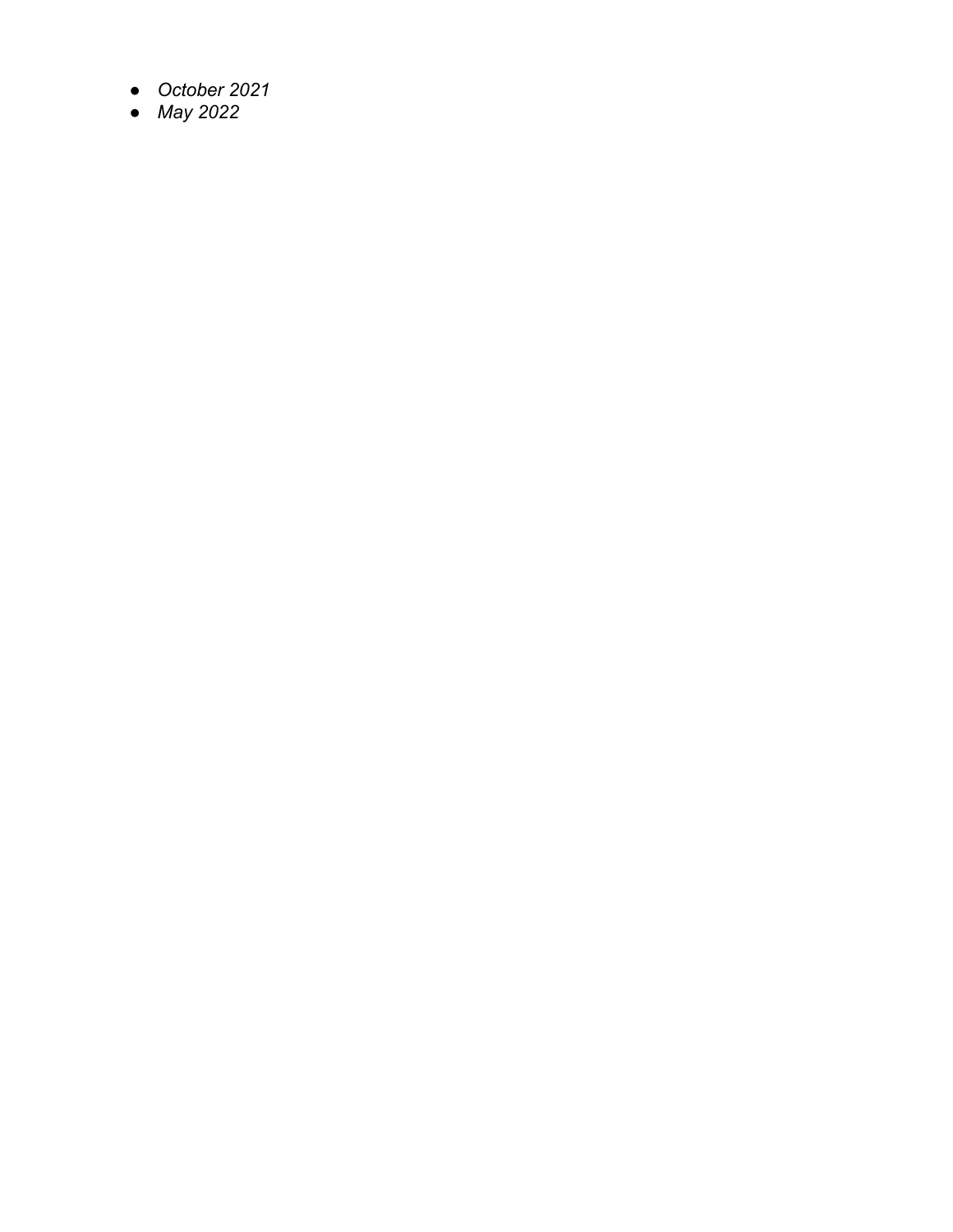- *October 2021*
- *May 2022*